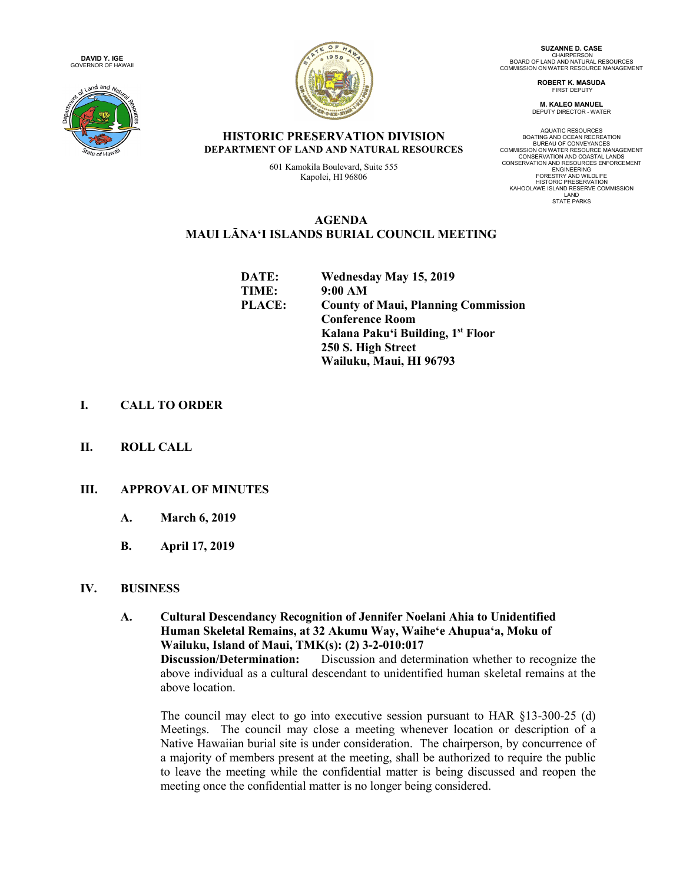**DAVID Y. IGE**
GOVERNOR OF HAWAII

**SUZANNE D. CASE**
CHAIRPERSON
BOARD OF LAND AND NATURAL RESOURCES
COMMISSION ON WATER RESOURCE MANAGEMENT

**ROBERT K. MASUDA**
FIRST DEPUTY

**M. KALEO MANUEL**
DEPUTY DIRECTOR - WATER

AQUATIC RESOURCES
BOATING AND OCEAN RECREATION
BUREAU OF CONVEYANCES
COMMISSION ON WATER RESOURCE MANAGEMENT
CONSERVATION AND COASTAL LANDS
CONSERVATION AND RESOURCES ENFORCEMENT
ENGINEERING
FORESTRY AND WILDLIFE
HISTORIC PRESERVATION
KAHOOLAWE ISLAND RESERVE COMMISSION
LAND
STATE PARKS

**HISTORIC PRESERVATION DIVISION**
**DEPARTMENT OF LAND AND NATURAL RESOURCES**

601 Kamokila Boulevard, Suite 555
Kapolei, HI 96806

# AGENDA
# MAUI LĀNA‘I ISLANDS BURIAL COUNCIL MEETING

| | |
|---|---|
| **DATE:** | **Wednesday May 15, 2019** |
| **TIME:** | **9:00 AM** |
| **PLACE:** | **County of Maui, Planning Commission Conference Room**<br>**Kalana Paku‘i Building, 1st Floor**<br>**250 S. High Street**<br>**Wailuku, Maui, HI 96793** |

## I. CALL TO ORDER

## II. ROLL CALL

## III. APPROVAL OF MINUTES

**A. March 6, 2019**

**B. April 17, 2019**

## IV. BUSINESS

**A. Cultural Descendancy Recognition of Jennifer Noelani Ahia to Unidentified Human Skeletal Remains, at 32 Akumu Way, Waihe‘e Ahupua‘a, Moku of Wailuku, Island of Maui, TMK(s): (2) 3-2-010:017**

**Discussion/Determination:** Discussion and determination whether to recognize the above individual as a cultural descendant to unidentified human skeletal remains at the above location.

The council may elect to go into executive session pursuant to HAR §13-300-25 (d) Meetings. The council may close a meeting whenever location or description of a Native Hawaiian burial site is under consideration. The chairperson, by concurrence of a majority of members present at the meeting, shall be authorized to require the public to leave the meeting while the confidential matter is being discussed and reopen the meeting once the confidential matter is no longer being considered.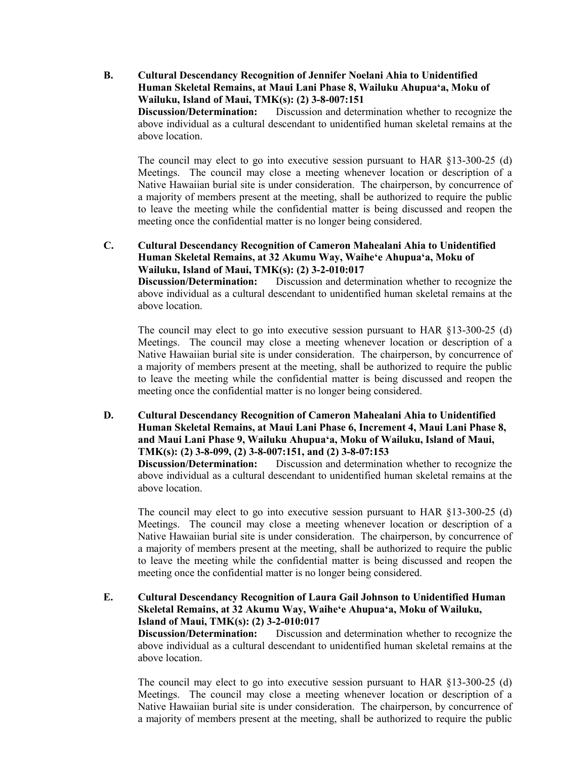**B. Cultural Descendancy Recognition of Jennifer Noelani Ahia to Unidentified Human Skeletal Remains, at Maui Lani Phase 8, Wailuku Ahupuaʻa, Moku of Wailuku, Island of Maui, TMK(s): (2) 3-8-007:151**

**Discussion/Determination:** Discussion and determination whether to recognize the above individual as a cultural descendant to unidentified human skeletal remains at the above location.

The council may elect to go into executive session pursuant to HAR §13-300-25 (d) Meetings. The council may close a meeting whenever location or description of a Native Hawaiian burial site is under consideration. The chairperson, by concurrence of a majority of members present at the meeting, shall be authorized to require the public to leave the meeting while the confidential matter is being discussed and reopen the meeting once the confidential matter is no longer being considered.

**C. Cultural Descendancy Recognition of Cameron Mahealani Ahia to Unidentified Human Skeletal Remains, at 32 Akumu Way, Waiheʻe Ahupuaʻa, Moku of Wailuku, Island of Maui, TMK(s): (2) 3-2-010:017**

**Discussion/Determination:** Discussion and determination whether to recognize the above individual as a cultural descendant to unidentified human skeletal remains at the above location.

The council may elect to go into executive session pursuant to HAR §13-300-25 (d) Meetings. The council may close a meeting whenever location or description of a Native Hawaiian burial site is under consideration. The chairperson, by concurrence of a majority of members present at the meeting, shall be authorized to require the public to leave the meeting while the confidential matter is being discussed and reopen the meeting once the confidential matter is no longer being considered.

**D. Cultural Descendancy Recognition of Cameron Mahealani Ahia to Unidentified Human Skeletal Remains, at Maui Lani Phase 6, Increment 4, Maui Lani Phase 8, and Maui Lani Phase 9, Wailuku Ahupuaʻa, Moku of Wailuku, Island of Maui, TMK(s): (2) 3-8-099, (2) 3-8-007:151, and (2) 3-8-07:153**

**Discussion/Determination:** Discussion and determination whether to recognize the above individual as a cultural descendant to unidentified human skeletal remains at the above location.

The council may elect to go into executive session pursuant to HAR §13-300-25 (d) Meetings. The council may close a meeting whenever location or description of a Native Hawaiian burial site is under consideration. The chairperson, by concurrence of a majority of members present at the meeting, shall be authorized to require the public to leave the meeting while the confidential matter is being discussed and reopen the meeting once the confidential matter is no longer being considered.

**E. Cultural Descendancy Recognition of Laura Gail Johnson to Unidentified Human Skeletal Remains, at 32 Akumu Way, Waiheʻe Ahupuaʻa, Moku of Wailuku, Island of Maui, TMK(s): (2) 3-2-010:017**

**Discussion/Determination:** Discussion and determination whether to recognize the above individual as a cultural descendant to unidentified human skeletal remains at the above location.

The council may elect to go into executive session pursuant to HAR §13-300-25 (d) Meetings. The council may close a meeting whenever location or description of a Native Hawaiian burial site is under consideration. The chairperson, by concurrence of a majority of members present at the meeting, shall be authorized to require the public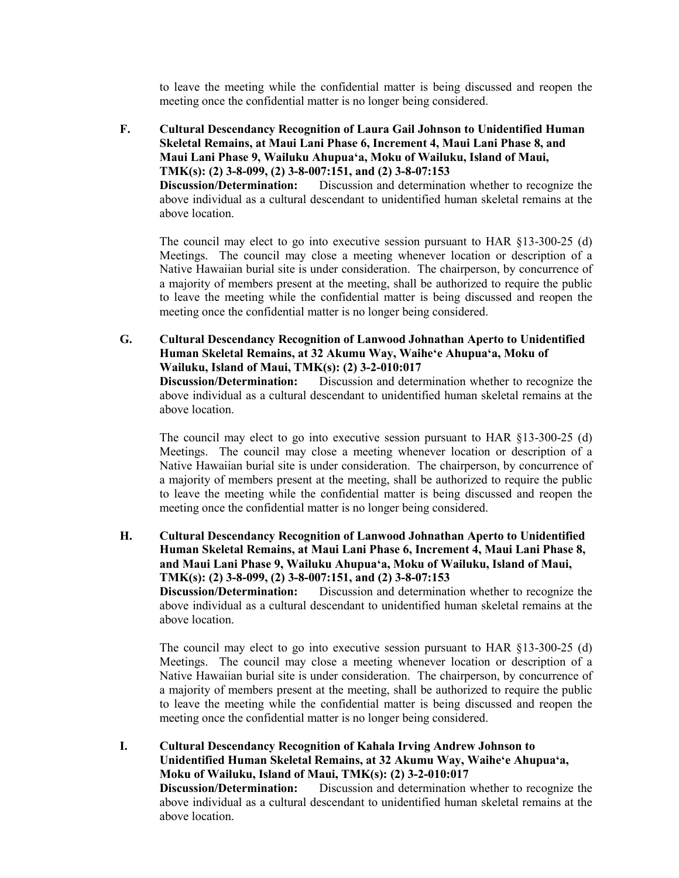to leave the meeting while the confidential matter is being discussed and reopen the meeting once the confidential matter is no longer being considered.

**F. Cultural Descendancy Recognition of Laura Gail Johnson to Unidentified Human Skeletal Remains, at Maui Lani Phase 6, Increment 4, Maui Lani Phase 8, and Maui Lani Phase 9, Wailuku Ahupuaʻa, Moku of Wailuku, Island of Maui, TMK(s): (2) 3-8-099, (2) 3-8-007:151, and (2) 3-8-07:153**

**Discussion/Determination:** Discussion and determination whether to recognize the above individual as a cultural descendant to unidentified human skeletal remains at the above location.

The council may elect to go into executive session pursuant to HAR §13-300-25 (d) Meetings. The council may close a meeting whenever location or description of a Native Hawaiian burial site is under consideration. The chairperson, by concurrence of a majority of members present at the meeting, shall be authorized to require the public to leave the meeting while the confidential matter is being discussed and reopen the meeting once the confidential matter is no longer being considered.

**G. Cultural Descendancy Recognition of Lanwood Johnathan Aperto to Unidentified Human Skeletal Remains, at 32 Akumu Way, Waiheʻe Ahupuaʻa, Moku of Wailuku, Island of Maui, TMK(s): (2) 3-2-010:017**

**Discussion/Determination:** Discussion and determination whether to recognize the above individual as a cultural descendant to unidentified human skeletal remains at the above location.

The council may elect to go into executive session pursuant to HAR §13-300-25 (d) Meetings. The council may close a meeting whenever location or description of a Native Hawaiian burial site is under consideration. The chairperson, by concurrence of a majority of members present at the meeting, shall be authorized to require the public to leave the meeting while the confidential matter is being discussed and reopen the meeting once the confidential matter is no longer being considered.

**H. Cultural Descendancy Recognition of Lanwood Johnathan Aperto to Unidentified Human Skeletal Remains, at Maui Lani Phase 6, Increment 4, Maui Lani Phase 8, and Maui Lani Phase 9, Wailuku Ahupuaʻa, Moku of Wailuku, Island of Maui, TMK(s): (2) 3-8-099, (2) 3-8-007:151, and (2) 3-8-07:153**

**Discussion/Determination:** Discussion and determination whether to recognize the above individual as a cultural descendant to unidentified human skeletal remains at the above location.

The council may elect to go into executive session pursuant to HAR §13-300-25 (d) Meetings. The council may close a meeting whenever location or description of a Native Hawaiian burial site is under consideration. The chairperson, by concurrence of a majority of members present at the meeting, shall be authorized to require the public to leave the meeting while the confidential matter is being discussed and reopen the meeting once the confidential matter is no longer being considered.

**I. Cultural Descendancy Recognition of Kahala Irving Andrew Johnson to Unidentified Human Skeletal Remains, at 32 Akumu Way, Waiheʻe Ahupuaʻa, Moku of Wailuku, Island of Maui, TMK(s): (2) 3-2-010:017**

**Discussion/Determination:** Discussion and determination whether to recognize the above individual as a cultural descendant to unidentified human skeletal remains at the above location.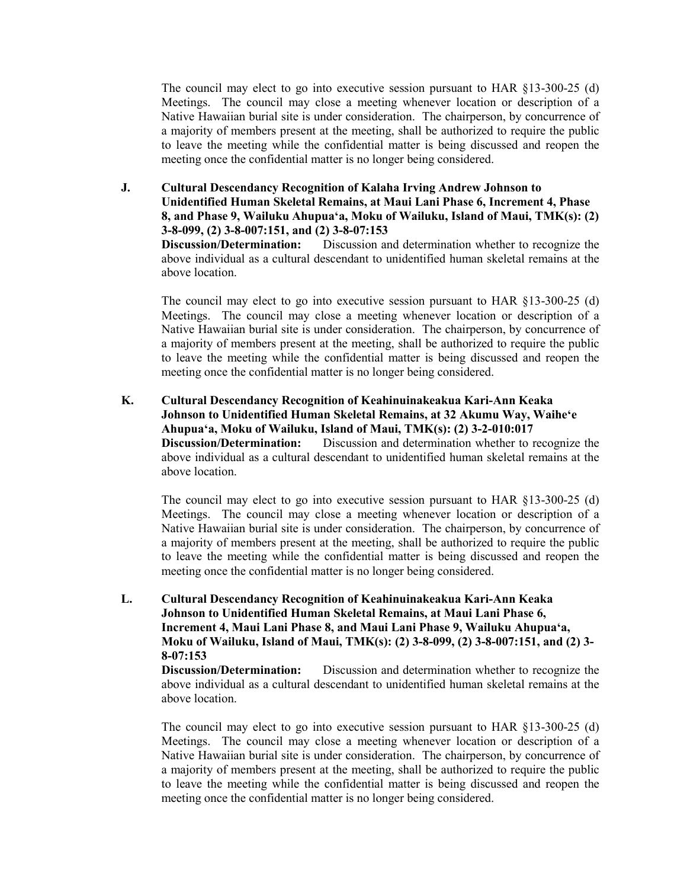The council may elect to go into executive session pursuant to HAR §13-300-25 (d) Meetings. The council may close a meeting whenever location or description of a Native Hawaiian burial site is under consideration. The chairperson, by concurrence of a majority of members present at the meeting, shall be authorized to require the public to leave the meeting while the confidential matter is being discussed and reopen the meeting once the confidential matter is no longer being considered.

**J. Cultural Descendancy Recognition of Kalaha Irving Andrew Johnson to Unidentified Human Skeletal Remains, at Maui Lani Phase 6, Increment 4, Phase 8, and Phase 9, Wailuku Ahupuaʻa, Moku of Wailuku, Island of Maui, TMK(s): (2) 3-8-099, (2) 3-8-007:151, and (2) 3-8-07:153**

**Discussion/Determination:** Discussion and determination whether to recognize the above individual as a cultural descendant to unidentified human skeletal remains at the above location.

The council may elect to go into executive session pursuant to HAR §13-300-25 (d) Meetings. The council may close a meeting whenever location or description of a Native Hawaiian burial site is under consideration. The chairperson, by concurrence of a majority of members present at the meeting, shall be authorized to require the public to leave the meeting while the confidential matter is being discussed and reopen the meeting once the confidential matter is no longer being considered.

**K. Cultural Descendancy Recognition of Keahinuinakeakua Kari-Ann Keaka Johnson to Unidentified Human Skeletal Remains, at 32 Akumu Way, Waiheʻe Ahupuaʻa, Moku of Wailuku, Island of Maui, TMK(s): (2) 3-2-010:017**

**Discussion/Determination:** Discussion and determination whether to recognize the above individual as a cultural descendant to unidentified human skeletal remains at the above location.

The council may elect to go into executive session pursuant to HAR §13-300-25 (d) Meetings. The council may close a meeting whenever location or description of a Native Hawaiian burial site is under consideration. The chairperson, by concurrence of a majority of members present at the meeting, shall be authorized to require the public to leave the meeting while the confidential matter is being discussed and reopen the meeting once the confidential matter is no longer being considered.

**L. Cultural Descendancy Recognition of Keahinuinakeakua Kari-Ann Keaka Johnson to Unidentified Human Skeletal Remains, at Maui Lani Phase 6, Increment 4, Maui Lani Phase 8, and Maui Lani Phase 9, Wailuku Ahupuaʻa, Moku of Wailuku, Island of Maui, TMK(s): (2) 3-8-099, (2) 3-8-007:151, and (2) 3-8-07:153**

**Discussion/Determination:** Discussion and determination whether to recognize the above individual as a cultural descendant to unidentified human skeletal remains at the above location.

The council may elect to go into executive session pursuant to HAR §13-300-25 (d) Meetings. The council may close a meeting whenever location or description of a Native Hawaiian burial site is under consideration. The chairperson, by concurrence of a majority of members present at the meeting, shall be authorized to require the public to leave the meeting while the confidential matter is being discussed and reopen the meeting once the confidential matter is no longer being considered.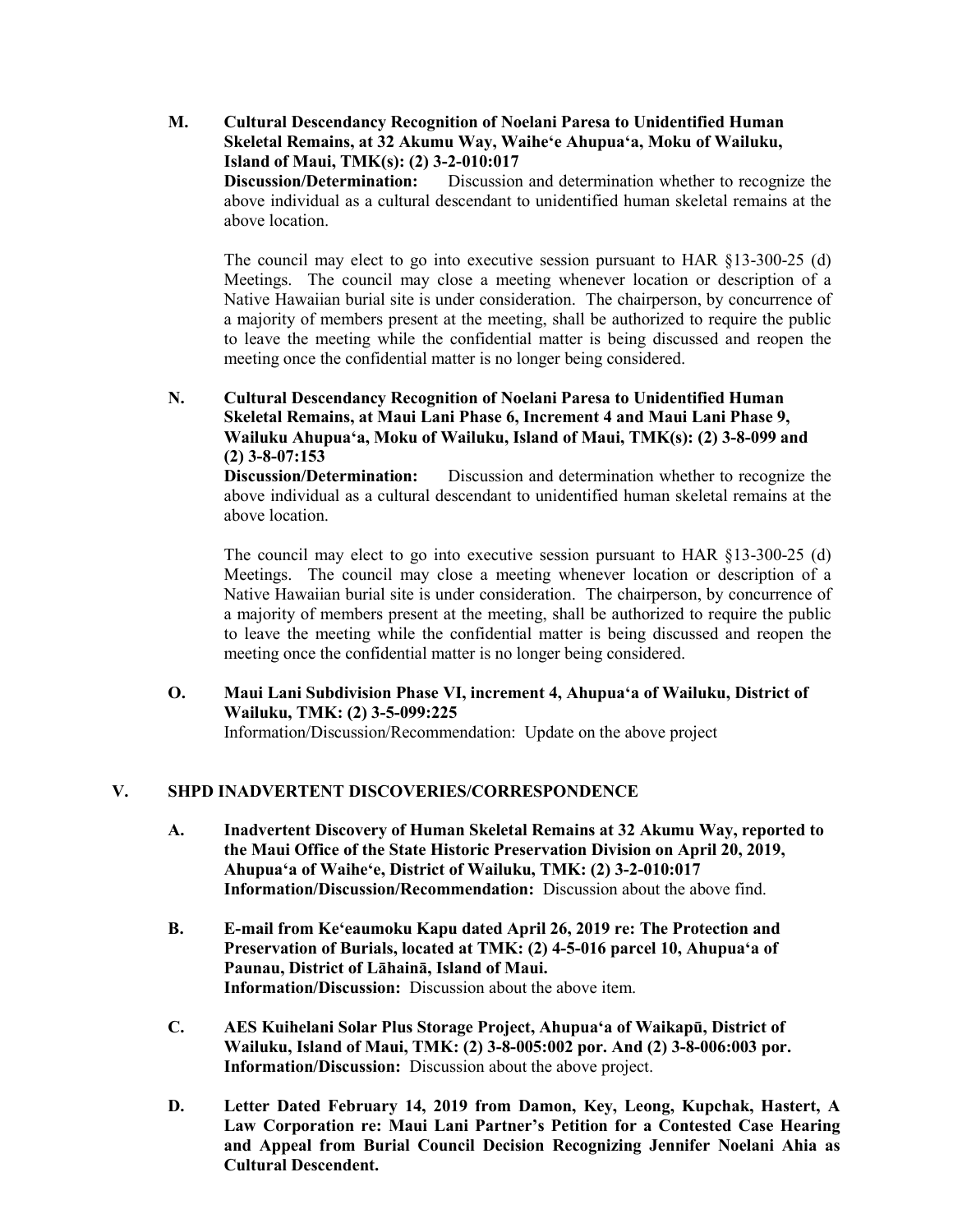**M. Cultural Descendancy Recognition of Noelani Paresa to Unidentified Human Skeletal Remains, at 32 Akumu Way, Waiheʻe Ahupuaʻa, Moku of Wailuku, Island of Maui, TMK(s): (2) 3-2-010:017**

**Discussion/Determination:** Discussion and determination whether to recognize the above individual as a cultural descendant to unidentified human skeletal remains at the above location.

The council may elect to go into executive session pursuant to HAR §13-300-25 (d) Meetings. The council may close a meeting whenever location or description of a Native Hawaiian burial site is under consideration. The chairperson, by concurrence of a majority of members present at the meeting, shall be authorized to require the public to leave the meeting while the confidential matter is being discussed and reopen the meeting once the confidential matter is no longer being considered.

**N. Cultural Descendancy Recognition of Noelani Paresa to Unidentified Human Skeletal Remains, at Maui Lani Phase 6, Increment 4 and Maui Lani Phase 9, Wailuku Ahupuaʻa, Moku of Wailuku, Island of Maui, TMK(s): (2) 3-8-099 and (2) 3-8-07:153**

**Discussion/Determination:** Discussion and determination whether to recognize the above individual as a cultural descendant to unidentified human skeletal remains at the above location.

The council may elect to go into executive session pursuant to HAR §13-300-25 (d) Meetings. The council may close a meeting whenever location or description of a Native Hawaiian burial site is under consideration. The chairperson, by concurrence of a majority of members present at the meeting, shall be authorized to require the public to leave the meeting while the confidential matter is being discussed and reopen the meeting once the confidential matter is no longer being considered.

**O. Maui Lani Subdivision Phase VI, increment 4, Ahupuaʻa of Wailuku, District of Wailuku, TMK: (2) 3-5-099:225**

Information/Discussion/Recommendation: Update on the above project

## V. SHPD INADVERTENT DISCOVERIES/CORRESPONDENCE

**A. Inadvertent Discovery of Human Skeletal Remains at 32 Akumu Way, reported to the Maui Office of the State Historic Preservation Division on April 20, 2019, Ahupuaʻa of Waiheʻe, District of Wailuku, TMK: (2) 3-2-010:017**
**Information/Discussion/Recommendation:** Discussion about the above find.

**B. E-mail from Keʻeaumoku Kapu dated April 26, 2019 re: The Protection and Preservation of Burials, located at TMK: (2) 4-5-016 parcel 10, Ahupuaʻa of Paunau, District of Lāhainā, Island of Maui.**
**Information/Discussion:** Discussion about the above item.

**C. AES Kuihelani Solar Plus Storage Project, Ahupuaʻa of Waikapū, District of Wailuku, Island of Maui, TMK: (2) 3-8-005:002 por. And (2) 3-8-006:003 por.**
**Information/Discussion:** Discussion about the above project.

**D. Letter Dated February 14, 2019 from Damon, Key, Leong, Kupchak, Hastert, A Law Corporation re: Maui Lani Partner's Petition for a Contested Case Hearing and Appeal from Burial Council Decision Recognizing Jennifer Noelani Ahia as Cultural Descendent.**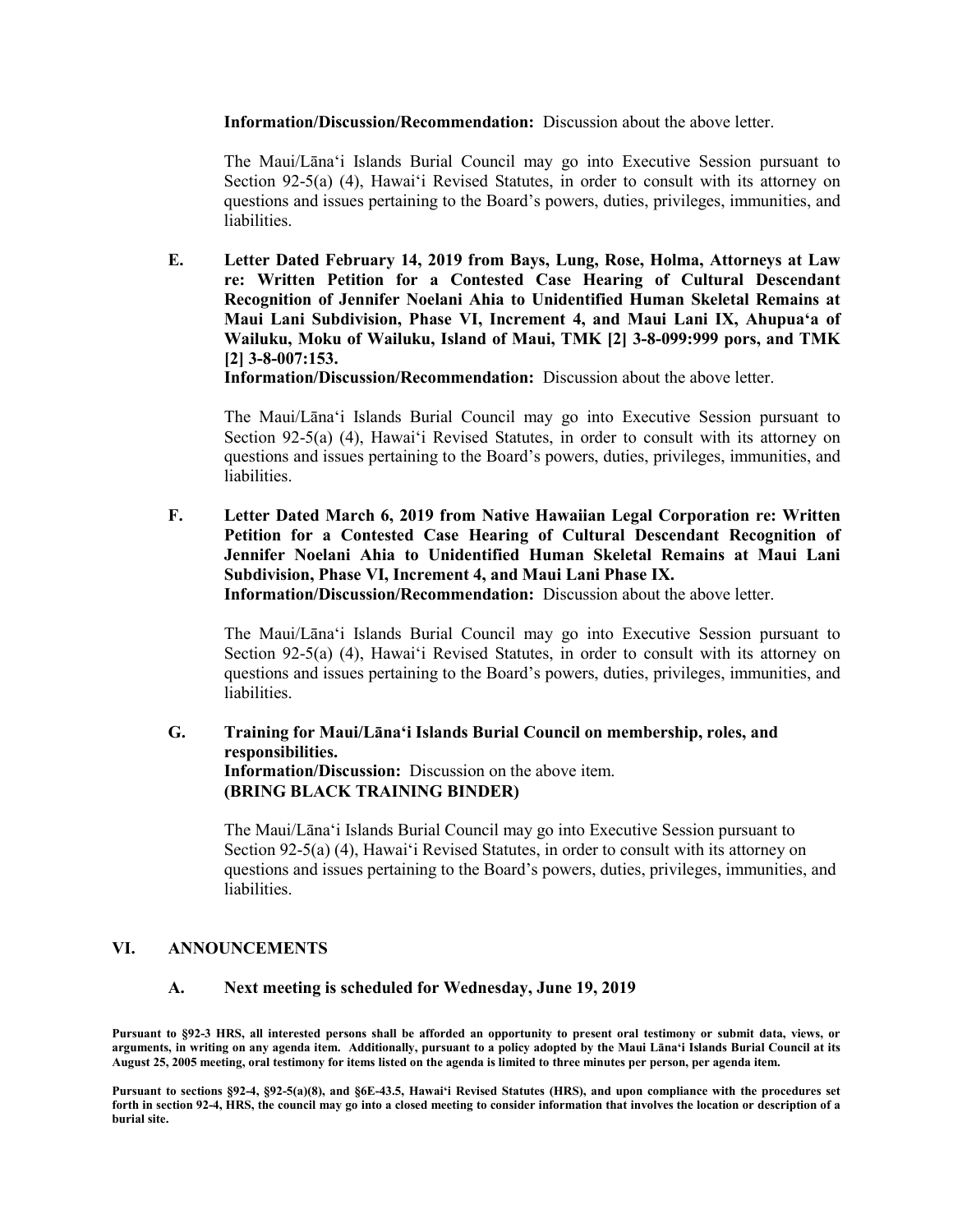**Information/Discussion/Recommendation:** Discussion about the above letter.

The Maui/Lānaʻi Islands Burial Council may go into Executive Session pursuant to Section 92-5(a) (4), Hawaiʻi Revised Statutes, in order to consult with its attorney on questions and issues pertaining to the Board's powers, duties, privileges, immunities, and liabilities.

**E. Letter Dated February 14, 2019 from Bays, Lung, Rose, Holma, Attorneys at Law re: Written Petition for a Contested Case Hearing of Cultural Descendant Recognition of Jennifer Noelani Ahia to Unidentified Human Skeletal Remains at Maui Lani Subdivision, Phase VI, Increment 4, and Maui Lani IX, Ahupuaʻa of Wailuku, Moku of Wailuku, Island of Maui, TMK [2] 3-8-099:999 pors, and TMK [2] 3-8-007:153.**

**Information/Discussion/Recommendation:** Discussion about the above letter.

The Maui/Lānaʻi Islands Burial Council may go into Executive Session pursuant to Section 92-5(a) (4), Hawaiʻi Revised Statutes, in order to consult with its attorney on questions and issues pertaining to the Board's powers, duties, privileges, immunities, and liabilities.

**F. Letter Dated March 6, 2019 from Native Hawaiian Legal Corporation re: Written Petition for a Contested Case Hearing of Cultural Descendant Recognition of Jennifer Noelani Ahia to Unidentified Human Skeletal Remains at Maui Lani Subdivision, Phase VI, Increment 4, and Maui Lani Phase IX.**

**Information/Discussion/Recommendation:** Discussion about the above letter.

The Maui/Lānaʻi Islands Burial Council may go into Executive Session pursuant to Section 92-5(a) (4), Hawaiʻi Revised Statutes, in order to consult with its attorney on questions and issues pertaining to the Board's powers, duties, privileges, immunities, and liabilities.

**G. Training for Maui/Lānaʻi Islands Burial Council on membership, roles, and responsibilities.**

**Information/Discussion:** Discussion on the above item.

**(BRING BLACK TRAINING BINDER)**

The Maui/Lānaʻi Islands Burial Council may go into Executive Session pursuant to Section 92-5(a) (4), Hawaiʻi Revised Statutes, in order to consult with its attorney on questions and issues pertaining to the Board's powers, duties, privileges, immunities, and liabilities.

## VI. ANNOUNCEMENTS

**A. Next meeting is scheduled for Wednesday, June 19, 2019**

**Pursuant to §92-3 HRS, all interested persons shall be afforded an opportunity to present oral testimony or submit data, views, or arguments, in writing on any agenda item. Additionally, pursuant to a policy adopted by the Maui Lānaʻi Islands Burial Council at its August 25, 2005 meeting, oral testimony for items listed on the agenda is limited to three minutes per person, per agenda item.**

**Pursuant to sections §92-4, §92-5(a)(8), and §6E-43.5, Hawaiʻi Revised Statutes (HRS), and upon compliance with the procedures set forth in section 92-4, HRS, the council may go into a closed meeting to consider information that involves the location or description of a burial site.**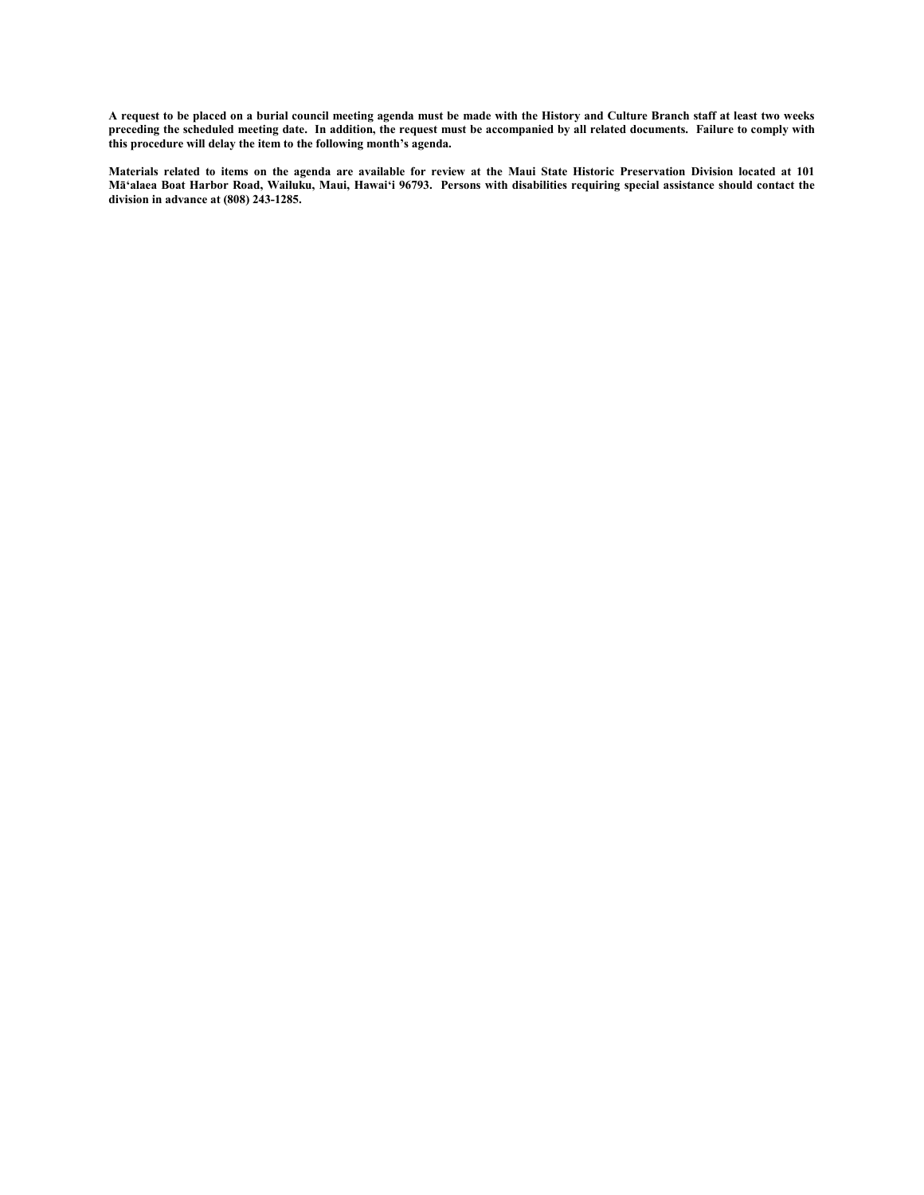**A request to be placed on a burial council meeting agenda must be made with the History and Culture Branch staff at least two weeks preceding the scheduled meeting date. In addition, the request must be accompanied by all related documents. Failure to comply with this procedure will delay the item to the following month's agenda.**

**Materials related to items on the agenda are available for review at the Maui State Historic Preservation Division located at 101 Mā'alaea Boat Harbor Road, Wailuku, Maui, Hawai'i 96793. Persons with disabilities requiring special assistance should contact the division in advance at (808) 243-1285.**